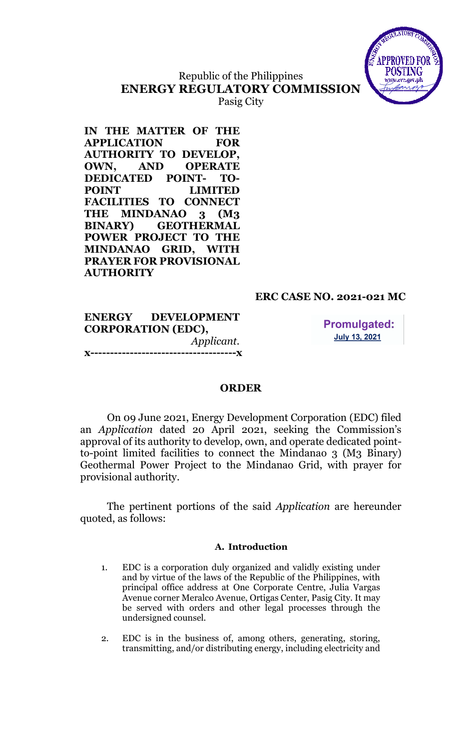Republic of the Philippines
**ENERGY REGULATORY COMMISSION**
Pasig City

**IN THE MATTER OF THE APPLICATION FOR AUTHORITY TO DEVELOP, OWN, AND OPERATE DEDICATED POINT- TO-POINT LIMITED FACILITIES TO CONNECT THE MINDANAO 3 (M3 BINARY) GEOTHERMAL POWER PROJECT TO THE MINDANAO GRID, WITH PRAYER FOR PROVISIONAL AUTHORITY**

**ERC CASE NO. 2021-021 MC**

**ENERGY DEVELOPMENT CORPORATION (EDC),**
*Applicant.*
**x-------------------------------------x**

**Promulgated:**
**July 13, 2021**

## ORDER

On 09 June 2021, Energy Development Corporation (EDC) filed an *Application* dated 20 April 2021, seeking the Commission's approval of its authority to develop, own, and operate dedicated point-to-point limited facilities to connect the Mindanao 3 (M3 Binary) Geothermal Power Project to the Mindanao Grid, with prayer for provisional authority.

The pertinent portions of the said *Application* are hereunder quoted, as follows:

### A. Introduction

1. EDC is a corporation duly organized and validly existing under and by virtue of the laws of the Republic of the Philippines, with principal office address at One Corporate Centre, Julia Vargas Avenue corner Meralco Avenue, Ortigas Center, Pasig City. It may be served with orders and other legal processes through the undersigned counsel.

2. EDC is in the business of, among others, generating, storing, transmitting, and/or distributing energy, including electricity and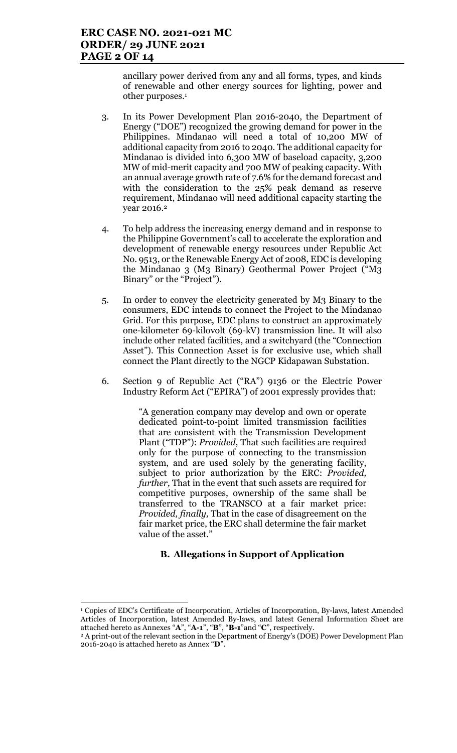ancillary power derived from any and all forms, types, and kinds of renewable and other energy sources for lighting, power and other purposes.[1]

3. In its Power Development Plan 2016-2040, the Department of Energy ("DOE") recognized the growing demand for power in the Philippines. Mindanao will need a total of 10,200 MW of additional capacity from 2016 to 2040. The additional capacity for Mindanao is divided into 6,300 MW of baseload capacity, 3,200 MW of mid-merit capacity and 700 MW of peaking capacity. With an annual average growth rate of 7.6% for the demand forecast and with the consideration to the 25% peak demand as reserve requirement, Mindanao will need additional capacity starting the year 2016.[2]

4. To help address the increasing energy demand and in response to the Philippine Government's call to accelerate the exploration and development of renewable energy resources under Republic Act No. 9513, or the Renewable Energy Act of 2008, EDC is developing the Mindanao 3 (M3 Binary) Geothermal Power Project ("M3 Binary" or the "Project").

5. In order to convey the electricity generated by M3 Binary to the consumers, EDC intends to connect the Project to the Mindanao Grid. For this purpose, EDC plans to construct an approximately one-kilometer 69-kilovolt (69-kV) transmission line. It will also include other related facilities, and a switchyard (the "Connection Asset"). This Connection Asset is for exclusive use, which shall connect the Plant directly to the NGCP Kidapawan Substation.

6. Section 9 of Republic Act ("RA") 9136 or the Electric Power Industry Reform Act ("EPIRA") of 2001 expressly provides that:

   > "A generation company may develop and own or operate dedicated point-to-point limited transmission facilities that are consistent with the Transmission Development Plant ("TDP"): *Provided*, That such facilities are required only for the purpose of connecting to the transmission system, and are used solely by the generating facility, subject to prior authorization by the ERC: *Provided, further,* That in the event that such assets are required for competitive purposes, ownership of the same shall be transferred to the TRANSCO at a fair market price: *Provided, finally,* That in the case of disagreement on the fair market price, the ERC shall determine the fair market value of the asset."

### B. Allegations in Support of Application

---

[1] Copies of EDC's Certificate of Incorporation, Articles of Incorporation, By-laws, latest Amended Articles of Incorporation, latest Amended By-laws, and latest General Information Sheet are attached hereto as Annexes "**A**", "**A-1**", "**B**", "**B-1**"and "**C**", respectively.

[2] A print-out of the relevant section in the Department of Energy's (DOE) Power Development Plan 2016-2040 is attached hereto as Annex "**D**".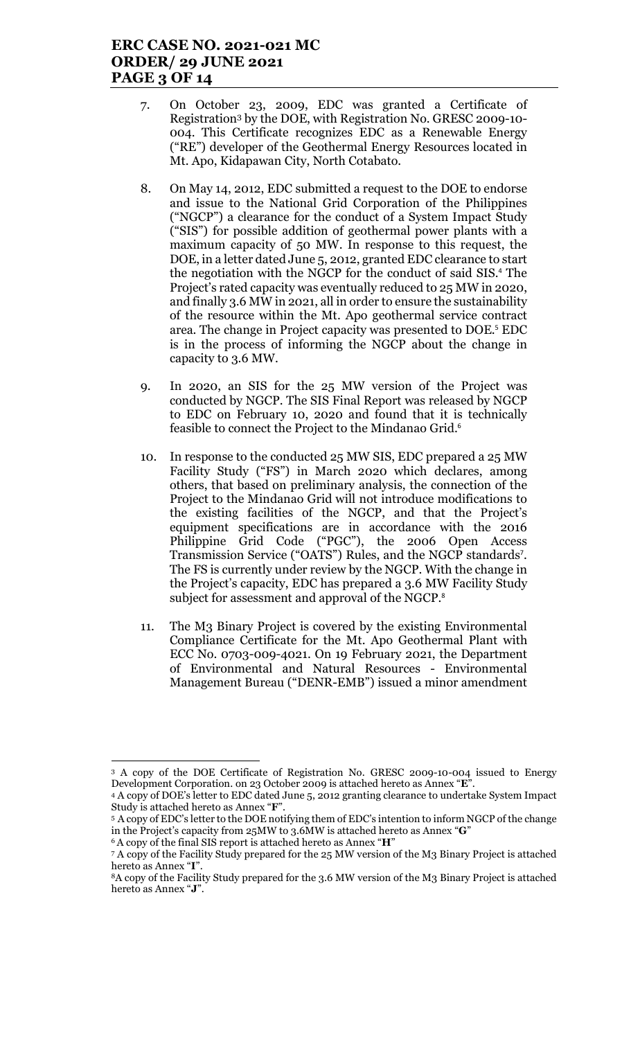7. On October 23, 2009, EDC was granted a Certificate of Registration[3] by the DOE, with Registration No. GRESC 2009-10-004. This Certificate recognizes EDC as a Renewable Energy ("RE") developer of the Geothermal Energy Resources located in Mt. Apo, Kidapawan City, North Cotabato.

8. On May 14, 2012, EDC submitted a request to the DOE to endorse and issue to the National Grid Corporation of the Philippines ("NGCP") a clearance for the conduct of a System Impact Study ("SIS") for possible addition of geothermal power plants with a maximum capacity of 50 MW. In response to this request, the DOE, in a letter dated June 5, 2012, granted EDC clearance to start the negotiation with the NGCP for the conduct of said SIS.[4] The Project's rated capacity was eventually reduced to 25 MW in 2020, and finally 3.6 MW in 2021, all in order to ensure the sustainability of the resource within the Mt. Apo geothermal service contract area. The change in Project capacity was presented to DOE.[5] EDC is in the process of informing the NGCP about the change in capacity to 3.6 MW.

9. In 2020, an SIS for the 25 MW version of the Project was conducted by NGCP. The SIS Final Report was released by NGCP to EDC on February 10, 2020 and found that it is technically feasible to connect the Project to the Mindanao Grid.[6]

10. In response to the conducted 25 MW SIS, EDC prepared a 25 MW Facility Study ("FS") in March 2020 which declares, among others, that based on preliminary analysis, the connection of the Project to the Mindanao Grid will not introduce modifications to the existing facilities of the NGCP, and that the Project's equipment specifications are in accordance with the 2016 Philippine Grid Code ("PGC"), the 2006 Open Access Transmission Service ("OATS") Rules, and the NGCP standards[7]. The FS is currently under review by the NGCP. With the change in the Project's capacity, EDC has prepared a 3.6 MW Facility Study subject for assessment and approval of the NGCP.[8]

11. The M3 Binary Project is covered by the existing Environmental Compliance Certificate for the Mt. Apo Geothermal Plant with ECC No. 0703-009-4021. On 19 February 2021, the Department of Environmental and Natural Resources - Environmental Management Bureau ("DENR-EMB") issued a minor amendment

---

[3] A copy of the DOE Certificate of Registration No. GRESC 2009-10-004 issued to Energy Development Corporation. on 23 October 2009 is attached hereto as Annex "**E**".

[4] A copy of DOE's letter to EDC dated June 5, 2012 granting clearance to undertake System Impact Study is attached hereto as Annex "**F**".

[5] A copy of EDC's letter to the DOE notifying them of EDC's intention to inform NGCP of the change in the Project's capacity from 25MW to 3.6MW is attached hereto as Annex "**G**"

[6] A copy of the final SIS report is attached hereto as Annex "**H**"

[7] A copy of the Facility Study prepared for the 25 MW version of the M3 Binary Project is attached hereto as Annex "**I**".

[8] A copy of the Facility Study prepared for the 3.6 MW version of the M3 Binary Project is attached hereto as Annex "**J**".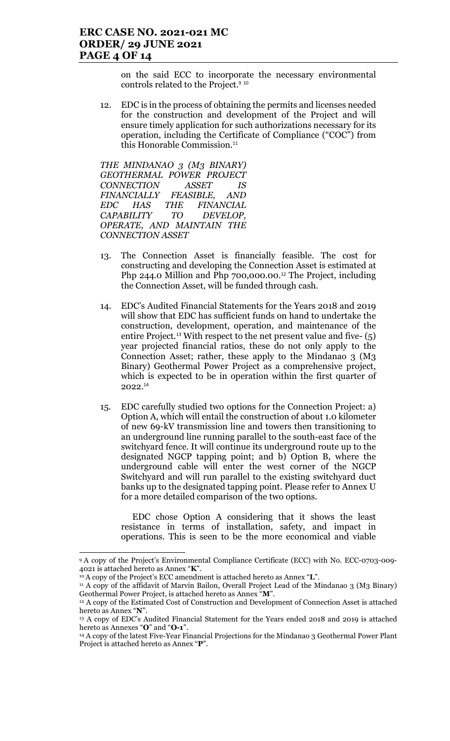on the said ECC to incorporate the necessary environmental controls related to the Project.[9] [10]

12. EDC is in the process of obtaining the permits and licenses needed for the construction and development of the Project and will ensure timely application for such authorizations necessary for its operation, including the Certificate of Compliance ("COC") from this Honorable Commission.[11]

*THE MINDANAO 3 (M3 BINARY) GEOTHERMAL POWER PROJECT CONNECTION ASSET IS FINANCIALLY FEASIBLE, AND EDC HAS THE FINANCIAL CAPABILITY TO DEVELOP, OPERATE, AND MAINTAIN THE CONNECTION ASSET*

13. The Connection Asset is financially feasible. The cost for constructing and developing the Connection Asset is estimated at Php 244.0 Million and Php 700,000.00.[12] The Project, including the Connection Asset, will be funded through cash.

14. EDC's Audited Financial Statements for the Years 2018 and 2019 will show that EDC has sufficient funds on hand to undertake the construction, development, operation, and maintenance of the entire Project.[13] With respect to the net present value and five- (5) year projected financial ratios, these do not only apply to the Connection Asset; rather, these apply to the Mindanao 3 (M3 Binary) Geothermal Power Project as a comprehensive project, which is expected to be in operation within the first quarter of 2022.[14]

15. EDC carefully studied two options for the Connection Project: a) Option A, which will entail the construction of about 1.0 kilometer of new 69-kV transmission line and towers then transitioning to an underground line running parallel to the south-east face of the switchyard fence. It will continue its underground route up to the designated NGCP tapping point; and b) Option B, where the underground cable will enter the west corner of the NGCP Switchyard and will run parallel to the existing switchyard duct banks up to the designated tapping point. Please refer to Annex U for a more detailed comparison of the two options.

    EDC chose Option A considering that it shows the least resistance in terms of installation, safety, and impact in operations. This is seen to be the more economical and viable

---

[9] A copy of the Project's Environmental Compliance Certificate (ECC) with No. ECC-0703-009-4021 is attached hereto as Annex "**K**".

[10] A copy of the Project's ECC amendment is attached hereto as Annex "**L**".

[11] A copy of the affidavit of Marvin Bailon, Overall Project Lead of the Mindanao 3 (M3 Binary) Geothermal Power Project, is attached hereto as Annex "**M**".

[12] A copy of the Estimated Cost of Construction and Development of Connection Asset is attached hereto as Annex "**N**".

[13] A copy of EDC's Audited Financial Statement for the Years ended 2018 and 2019 is attached hereto as Annexes "**O**" and "**O-1**".

[14] A copy of the latest Five-Year Financial Projections for the Mindanao 3 Geothermal Power Plant Project is attached hereto as Annex "**P**".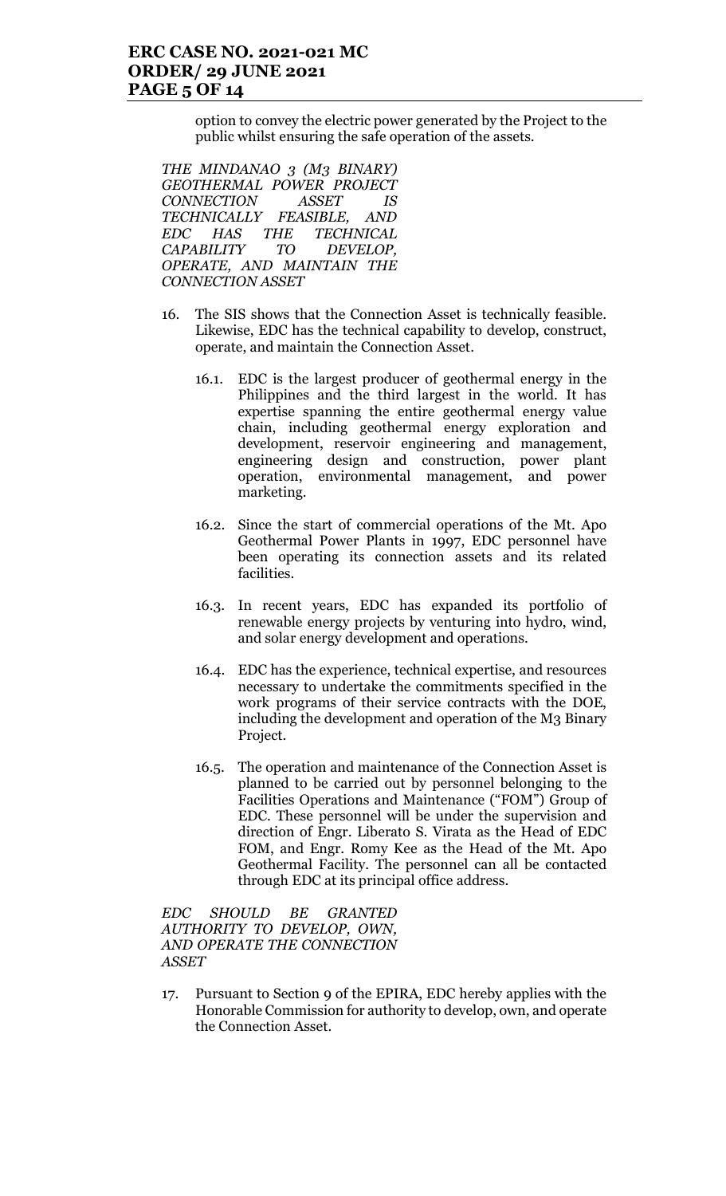option to convey the electric power generated by the Project to the public whilst ensuring the safe operation of the assets.

*THE MINDANAO 3 (M3 BINARY) GEOTHERMAL POWER PROJECT CONNECTION ASSET IS TECHNICALLY FEASIBLE, AND EDC HAS THE TECHNICAL CAPABILITY TO DEVELOP, OPERATE, AND MAINTAIN THE CONNECTION ASSET*

16. The SIS shows that the Connection Asset is technically feasible. Likewise, EDC has the technical capability to develop, construct, operate, and maintain the Connection Asset.

    16.1. EDC is the largest producer of geothermal energy in the Philippines and the third largest in the world. It has expertise spanning the entire geothermal energy value chain, including geothermal energy exploration and development, reservoir engineering and management, engineering design and construction, power plant operation, environmental management, and power marketing.

    16.2. Since the start of commercial operations of the Mt. Apo Geothermal Power Plants in 1997, EDC personnel have been operating its connection assets and its related facilities.

    16.3. In recent years, EDC has expanded its portfolio of renewable energy projects by venturing into hydro, wind, and solar energy development and operations.

    16.4. EDC has the experience, technical expertise, and resources necessary to undertake the commitments specified in the work programs of their service contracts with the DOE, including the development and operation of the M3 Binary Project.

    16.5. The operation and maintenance of the Connection Asset is planned to be carried out by personnel belonging to the Facilities Operations and Maintenance ("FOM") Group of EDC. These personnel will be under the supervision and direction of Engr. Liberato S. Virata as the Head of EDC FOM, and Engr. Romy Kee as the Head of the Mt. Apo Geothermal Facility. The personnel can all be contacted through EDC at its principal office address.

*EDC SHOULD BE GRANTED AUTHORITY TO DEVELOP, OWN, AND OPERATE THE CONNECTION ASSET*

17. Pursuant to Section 9 of the EPIRA, EDC hereby applies with the Honorable Commission for authority to develop, own, and operate the Connection Asset.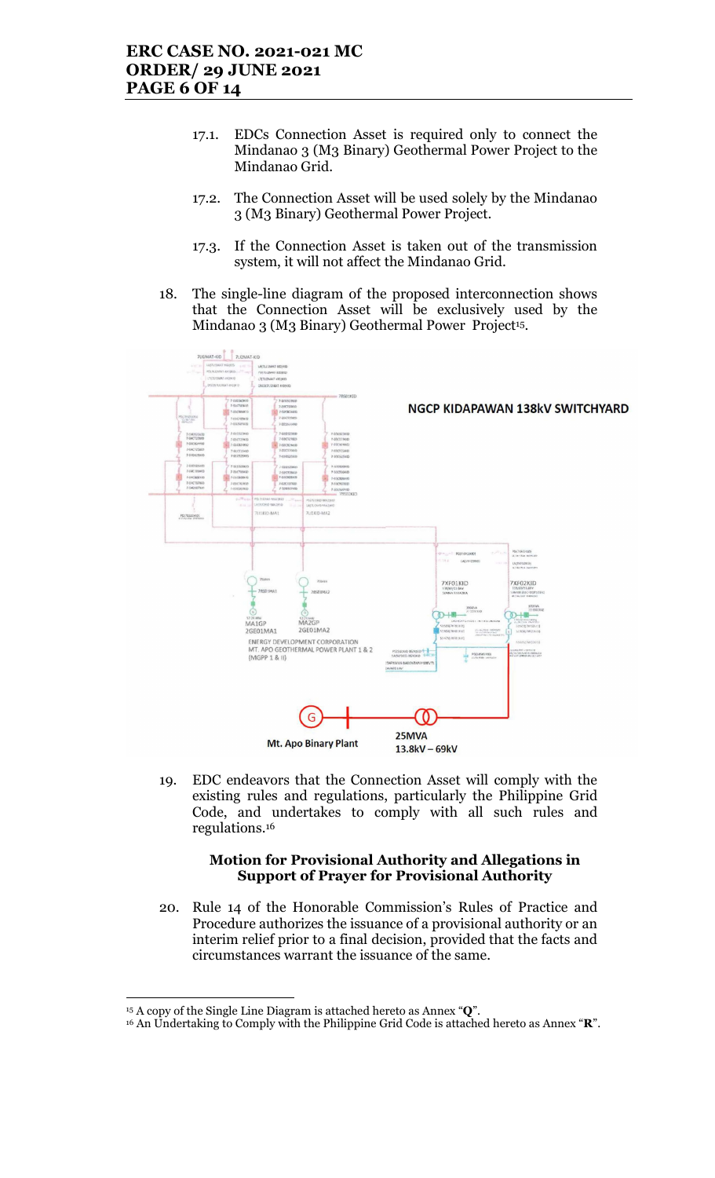17.1. EDCs Connection Asset is required only to connect the Mindanao 3 (M3 Binary) Geothermal Power Project to the Mindanao Grid.

17.2. The Connection Asset will be used solely by the Mindanao 3 (M3 Binary) Geothermal Power Project.

17.3. If the Connection Asset is taken out of the transmission system, it will not affect the Mindanao Grid.

18. The single-line diagram of the proposed interconnection shows that the Connection Asset will be exclusively used by the Mindanao 3 (M3 Binary) Geothermal Power Project[15].

NGCP KIDAPAWAN 138kV SWITCHYARD

ENERGY DEVELOPMENT CORPORATION MT. APO GEOTHERMAL POWER PLANT 1 & 2 (MGPP 1 & II)

Mt. Apo Binary Plant

25MVA 13.8kV – 69kV

19. EDC endeavors that the Connection Asset will comply with the existing rules and regulations, particularly the Philippine Grid Code, and undertakes to comply with all such rules and regulations.[16]

**Motion for Provisional Authority and Allegations in Support of Prayer for Provisional Authority**

20. Rule 14 of the Honorable Commission's Rules of Practice and Procedure authorizes the issuance of a provisional authority or an interim relief prior to a final decision, provided that the facts and circumstances warrant the issuance of the same.

---

[15] A copy of the Single Line Diagram is attached hereto as Annex "**Q**".

[16] An Undertaking to Comply with the Philippine Grid Code is attached hereto as Annex "**R**".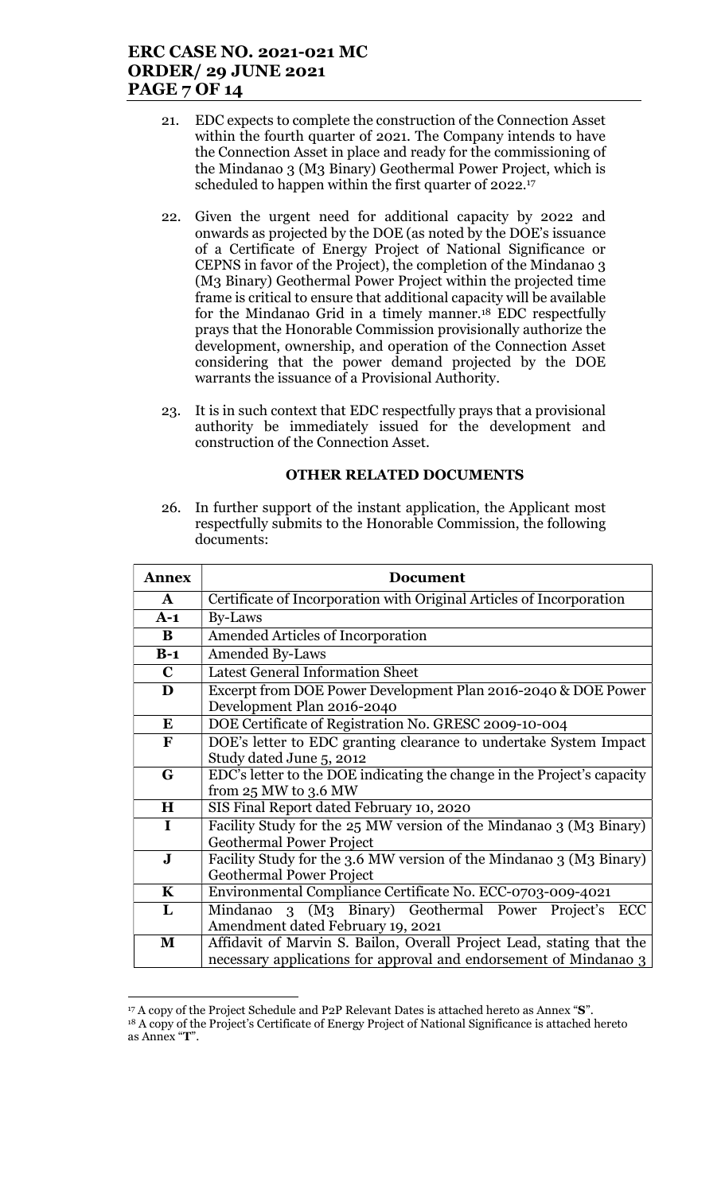21. EDC expects to complete the construction of the Connection Asset within the fourth quarter of 2021. The Company intends to have the Connection Asset in place and ready for the commissioning of the Mindanao 3 (M3 Binary) Geothermal Power Project, which is scheduled to happen within the first quarter of 2022.[17]

22. Given the urgent need for additional capacity by 2022 and onwards as projected by the DOE (as noted by the DOE's issuance of a Certificate of Energy Project of National Significance or CEPNS in favor of the Project), the completion of the Mindanao 3 (M3 Binary) Geothermal Power Project within the projected time frame is critical to ensure that additional capacity will be available for the Mindanao Grid in a timely manner.[18] EDC respectfully prays that the Honorable Commission provisionally authorize the development, ownership, and operation of the Connection Asset considering that the power demand projected by the DOE warrants the issuance of a Provisional Authority.

23. It is in such context that EDC respectfully prays that a provisional authority be immediately issued for the development and construction of the Connection Asset.

**OTHER RELATED DOCUMENTS**

26. In further support of the instant application, the Applicant most respectfully submits to the Honorable Commission, the following documents:

| Annex | Document |
|---|---|
| **A** | Certificate of Incorporation with Original Articles of Incorporation |
| **A-1** | By-Laws |
| **B** | Amended Articles of Incorporation |
| **B-1** | Amended By-Laws |
| **C** | Latest General Information Sheet |
| **D** | Excerpt from DOE Power Development Plan 2016-2040 & DOE Power Development Plan 2016-2040 |
| **E** | DOE Certificate of Registration No. GRESC 2009-10-004 |
| **F** | DOE's letter to EDC granting clearance to undertake System Impact Study dated June 5, 2012 |
| **G** | EDC's letter to the DOE indicating the change in the Project's capacity from 25 MW to 3.6 MW |
| **H** | SIS Final Report dated February 10, 2020 |
| **I** | Facility Study for the 25 MW version of the Mindanao 3 (M3 Binary) Geothermal Power Project |
| **J** | Facility Study for the 3.6 MW version of the Mindanao 3 (M3 Binary) Geothermal Power Project |
| **K** | Environmental Compliance Certificate No. ECC-0703-009-4021 |
| **L** | Mindanao 3 (M3 Binary) Geothermal Power Project's ECC Amendment dated February 19, 2021 |
| **M** | Affidavit of Marvin S. Bailon, Overall Project Lead, stating that the necessary applications for approval and endorsement of Mindanao 3 |

[17] A copy of the Project Schedule and P2P Relevant Dates is attached hereto as Annex "**S**".

[18] A copy of the Project's Certificate of Energy Project of National Significance is attached hereto as Annex "**T**".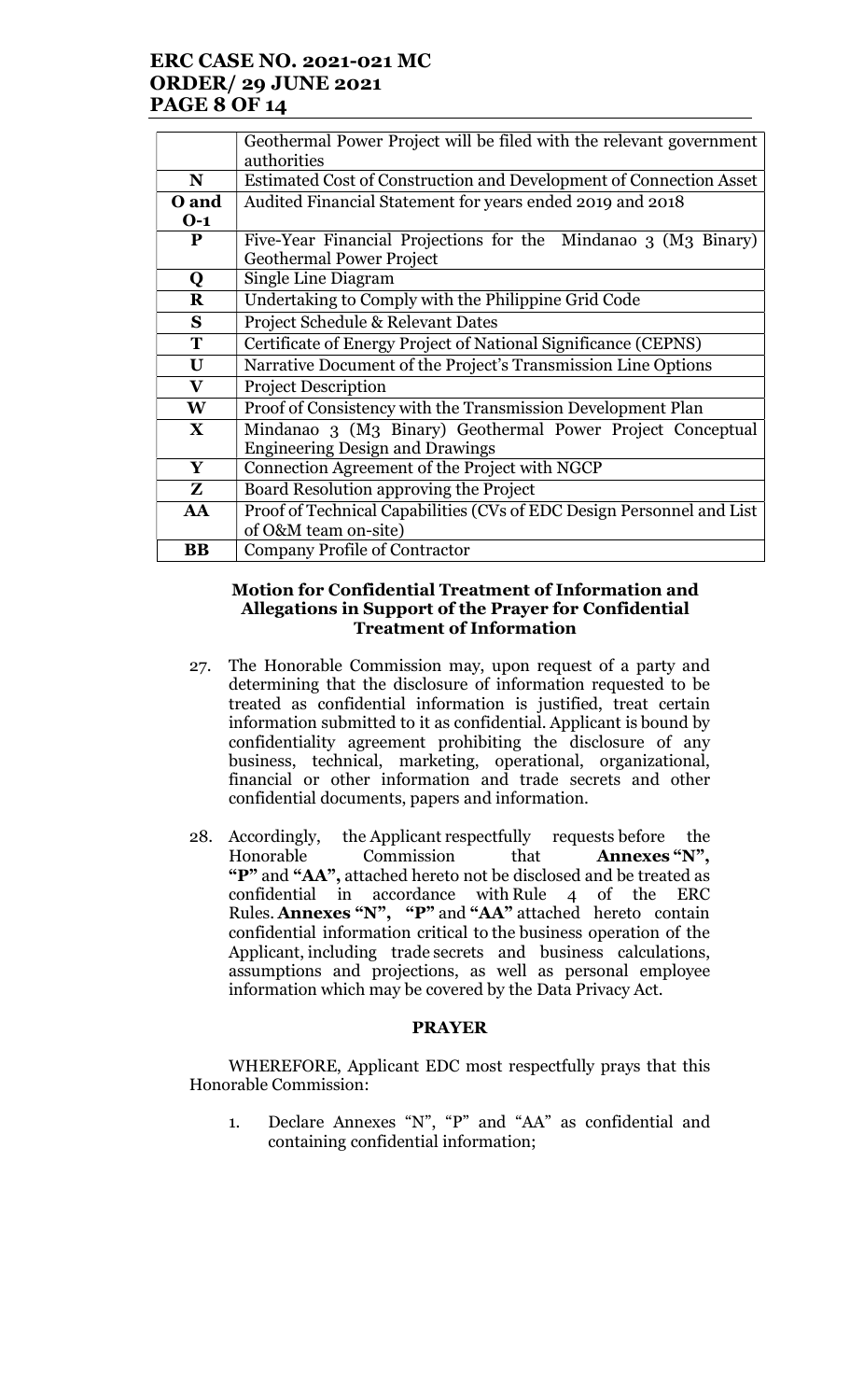| | |
|---|---|
| | Geothermal Power Project will be filed with the relevant government authorities |
| **N** | Estimated Cost of Construction and Development of Connection Asset |
| **O and O-1** | Audited Financial Statement for years ended 2019 and 2018 |
| **P** | Five-Year Financial Projections for the Mindanao 3 (M3 Binary) Geothermal Power Project |
| **Q** | Single Line Diagram |
| **R** | Undertaking to Comply with the Philippine Grid Code |
| **S** | Project Schedule & Relevant Dates |
| **T** | Certificate of Energy Project of National Significance (CEPNS) |
| **U** | Narrative Document of the Project's Transmission Line Options |
| **V** | Project Description |
| **W** | Proof of Consistency with the Transmission Development Plan |
| **X** | Mindanao 3 (M3 Binary) Geothermal Power Project Conceptual Engineering Design and Drawings |
| **Y** | Connection Agreement of the Project with NGCP |
| **Z** | Board Resolution approving the Project |
| **AA** | Proof of Technical Capabilities (CVs of EDC Design Personnel and List of O&M team on-site) |
| **BB** | Company Profile of Contractor |

**Motion for Confidential Treatment of Information and Allegations in Support of the Prayer for Confidential Treatment of Information**

27. The Honorable Commission may, upon request of a party and determining that the disclosure of information requested to be treated as confidential information is justified, treat certain information submitted to it as confidential. Applicant is bound by confidentiality agreement prohibiting the disclosure of any business, technical, marketing, operational, organizational, financial or other information and trade secrets and other confidential documents, papers and information.

28. Accordingly, the Applicant respectfully requests before the Honorable Commission that **Annexes "N", "P"** and **"AA",** attached hereto not be disclosed and be treated as confidential in accordance with Rule 4 of the ERC Rules. **Annexes "N", "P"** and **"AA"** attached hereto contain confidential information critical to the business operation of the Applicant, including trade secrets and business calculations, assumptions and projections, as well as personal employee information which may be covered by the Data Privacy Act.

**PRAYER**

WHEREFORE, Applicant EDC most respectfully prays that this Honorable Commission:

1. Declare Annexes "N", "P" and "AA" as confidential and containing confidential information;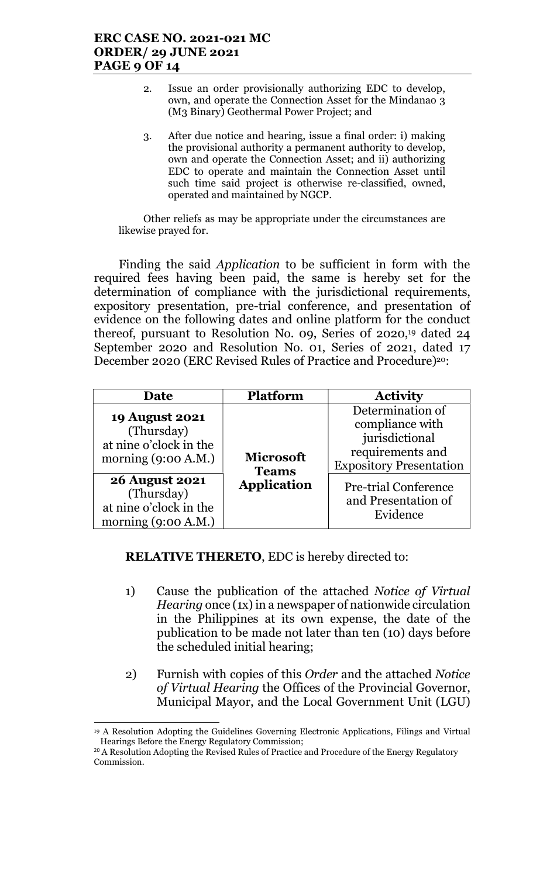2. Issue an order provisionally authorizing EDC to develop, own, and operate the Connection Asset for the Mindanao 3 (M3 Binary) Geothermal Power Project; and

3. After due notice and hearing, issue a final order: i) making the provisional authority a permanent authority to develop, own and operate the Connection Asset; and ii) authorizing EDC to operate and maintain the Connection Asset until such time said project is otherwise re-classified, owned, operated and maintained by NGCP.

Other reliefs as may be appropriate under the circumstances are likewise prayed for.

Finding the said *Application* to be sufficient in form with the required fees having been paid, the same is hereby set for the determination of compliance with the jurisdictional requirements, expository presentation, pre-trial conference, and presentation of evidence on the following dates and online platform for the conduct thereof, pursuant to Resolution No. 09, Series of 2020,[19] dated 24 September 2020 and Resolution No. 01, Series of 2021, dated 17 December 2020 (ERC Revised Rules of Practice and Procedure)[20]:

| Date | Platform | Activity |
|---|---|---|
| **19 August 2021** (Thursday) at nine o'clock in the morning (9:00 A.M.) | **Microsoft Teams Application** | Determination of compliance with jurisdictional requirements and Expository Presentation |
| **26 August 2021** (Thursday) at nine o'clock in the morning (9:00 A.M.) | | Pre-trial Conference and Presentation of Evidence |

**RELATIVE THERETO**, EDC is hereby directed to:

1) Cause the publication of the attached *Notice of Virtual Hearing* once (1x) in a newspaper of nationwide circulation in the Philippines at its own expense, the date of the publication to be made not later than ten (10) days before the scheduled initial hearing;

2) Furnish with copies of this *Order* and the attached *Notice of Virtual Hearing* the Offices of the Provincial Governor, Municipal Mayor, and the Local Government Unit (LGU)

---

[19] A Resolution Adopting the Guidelines Governing Electronic Applications, Filings and Virtual Hearings Before the Energy Regulatory Commission;

[20] A Resolution Adopting the Revised Rules of Practice and Procedure of the Energy Regulatory Commission.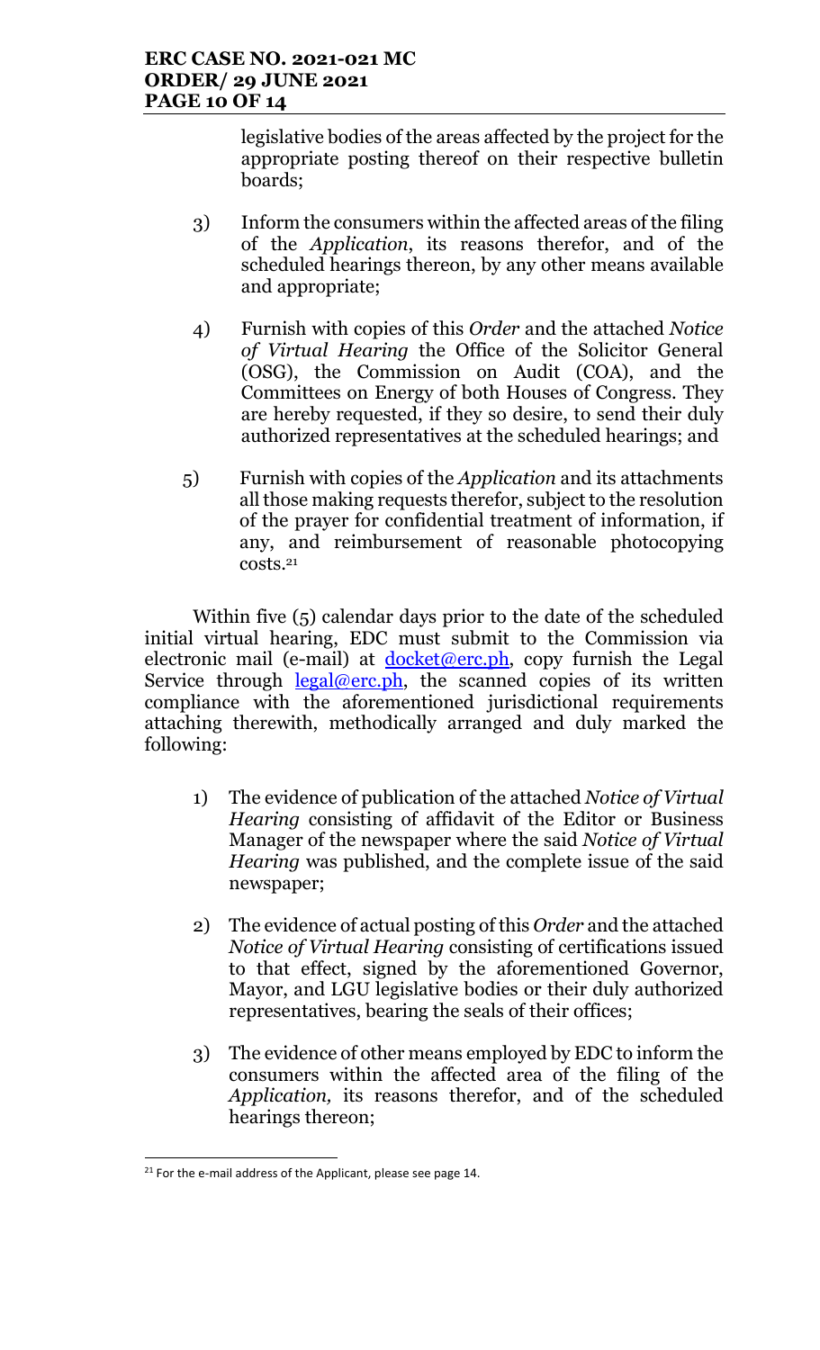legislative bodies of the areas affected by the project for the appropriate posting thereof on their respective bulletin boards;

3) Inform the consumers within the affected areas of the filing of the *Application*, its reasons therefor, and of the scheduled hearings thereon, by any other means available and appropriate;

4) Furnish with copies of this *Order* and the attached *Notice of Virtual Hearing* the Office of the Solicitor General (OSG), the Commission on Audit (COA), and the Committees on Energy of both Houses of Congress. They are hereby requested, if they so desire, to send their duly authorized representatives at the scheduled hearings; and

5) Furnish with copies of the *Application* and its attachments all those making requests therefor, subject to the resolution of the prayer for confidential treatment of information, if any, and reimbursement of reasonable photocopying costs.[21]

Within five (5) calendar days prior to the date of the scheduled initial virtual hearing, EDC must submit to the Commission via electronic mail (e-mail) at docket@erc.ph, copy furnish the Legal Service through legal@erc.ph, the scanned copies of its written compliance with the aforementioned jurisdictional requirements attaching therewith, methodically arranged and duly marked the following:

1) The evidence of publication of the attached *Notice of Virtual Hearing* consisting of affidavit of the Editor or Business Manager of the newspaper where the said *Notice of Virtual Hearing* was published, and the complete issue of the said newspaper;

2) The evidence of actual posting of this *Order* and the attached *Notice of Virtual Hearing* consisting of certifications issued to that effect, signed by the aforementioned Governor, Mayor, and LGU legislative bodies or their duly authorized representatives, bearing the seals of their offices;

3) The evidence of other means employed by EDC to inform the consumers within the affected area of the filing of the *Application,* its reasons therefor, and of the scheduled hearings thereon;

---

[21] For the e-mail address of the Applicant, please see page 14.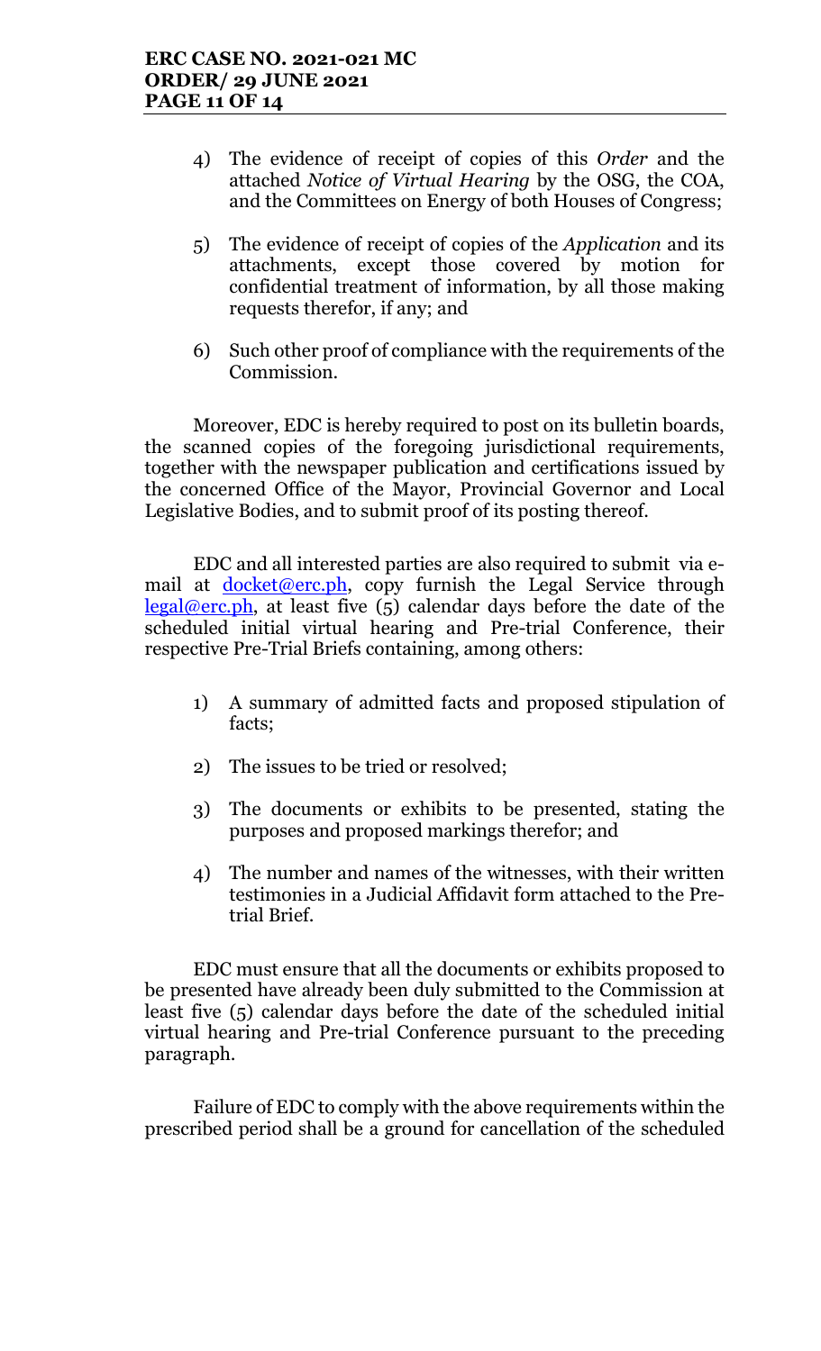4) The evidence of receipt of copies of this *Order* and the attached *Notice of Virtual Hearing* by the OSG, the COA, and the Committees on Energy of both Houses of Congress;

5) The evidence of receipt of copies of the *Application* and its attachments, except those covered by motion for confidential treatment of information, by all those making requests therefor, if any; and

6) Such other proof of compliance with the requirements of the Commission.

Moreover, EDC is hereby required to post on its bulletin boards, the scanned copies of the foregoing jurisdictional requirements, together with the newspaper publication and certifications issued by the concerned Office of the Mayor, Provincial Governor and Local Legislative Bodies, and to submit proof of its posting thereof.

EDC and all interested parties are also required to submit via e-mail at docket@erc.ph, copy furnish the Legal Service through legal@erc.ph, at least five (5) calendar days before the date of the scheduled initial virtual hearing and Pre-trial Conference, their respective Pre-Trial Briefs containing, among others:

1) A summary of admitted facts and proposed stipulation of facts;

2) The issues to be tried or resolved;

3) The documents or exhibits to be presented, stating the purposes and proposed markings therefor; and

4) The number and names of the witnesses, with their written testimonies in a Judicial Affidavit form attached to the Pre-trial Brief.

EDC must ensure that all the documents or exhibits proposed to be presented have already been duly submitted to the Commission at least five (5) calendar days before the date of the scheduled initial virtual hearing and Pre-trial Conference pursuant to the preceding paragraph.

Failure of EDC to comply with the above requirements within the prescribed period shall be a ground for cancellation of the scheduled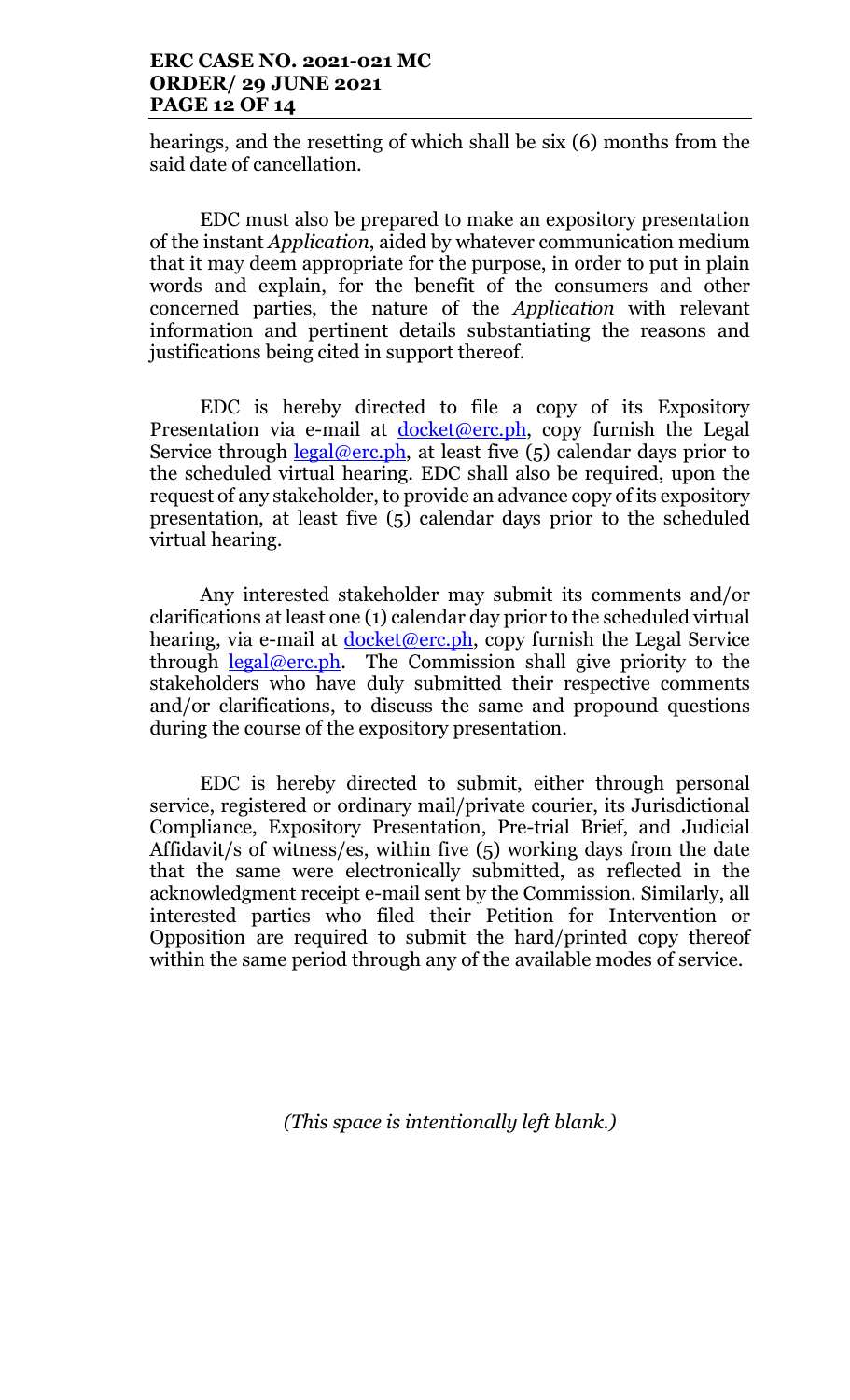hearings, and the resetting of which shall be six (6) months from the said date of cancellation.

EDC must also be prepared to make an expository presentation of the instant *Application*, aided by whatever communication medium that it may deem appropriate for the purpose, in order to put in plain words and explain, for the benefit of the consumers and other concerned parties, the nature of the *Application* with relevant information and pertinent details substantiating the reasons and justifications being cited in support thereof.

EDC is hereby directed to file a copy of its Expository Presentation via e-mail at docket@erc.ph, copy furnish the Legal Service through legal@erc.ph, at least five (5) calendar days prior to the scheduled virtual hearing. EDC shall also be required, upon the request of any stakeholder, to provide an advance copy of its expository presentation, at least five (5) calendar days prior to the scheduled virtual hearing.

Any interested stakeholder may submit its comments and/or clarifications at least one (1) calendar day prior to the scheduled virtual hearing, via e-mail at docket@erc.ph, copy furnish the Legal Service through legal@erc.ph. The Commission shall give priority to the stakeholders who have duly submitted their respective comments and/or clarifications, to discuss the same and propound questions during the course of the expository presentation.

EDC is hereby directed to submit, either through personal service, registered or ordinary mail/private courier, its Jurisdictional Compliance, Expository Presentation, Pre-trial Brief, and Judicial Affidavit/s of witness/es, within five (5) working days from the date that the same were electronically submitted, as reflected in the acknowledgment receipt e-mail sent by the Commission. Similarly, all interested parties who filed their Petition for Intervention or Opposition are required to submit the hard/printed copy thereof within the same period through any of the available modes of service.

*(This space is intentionally left blank.)*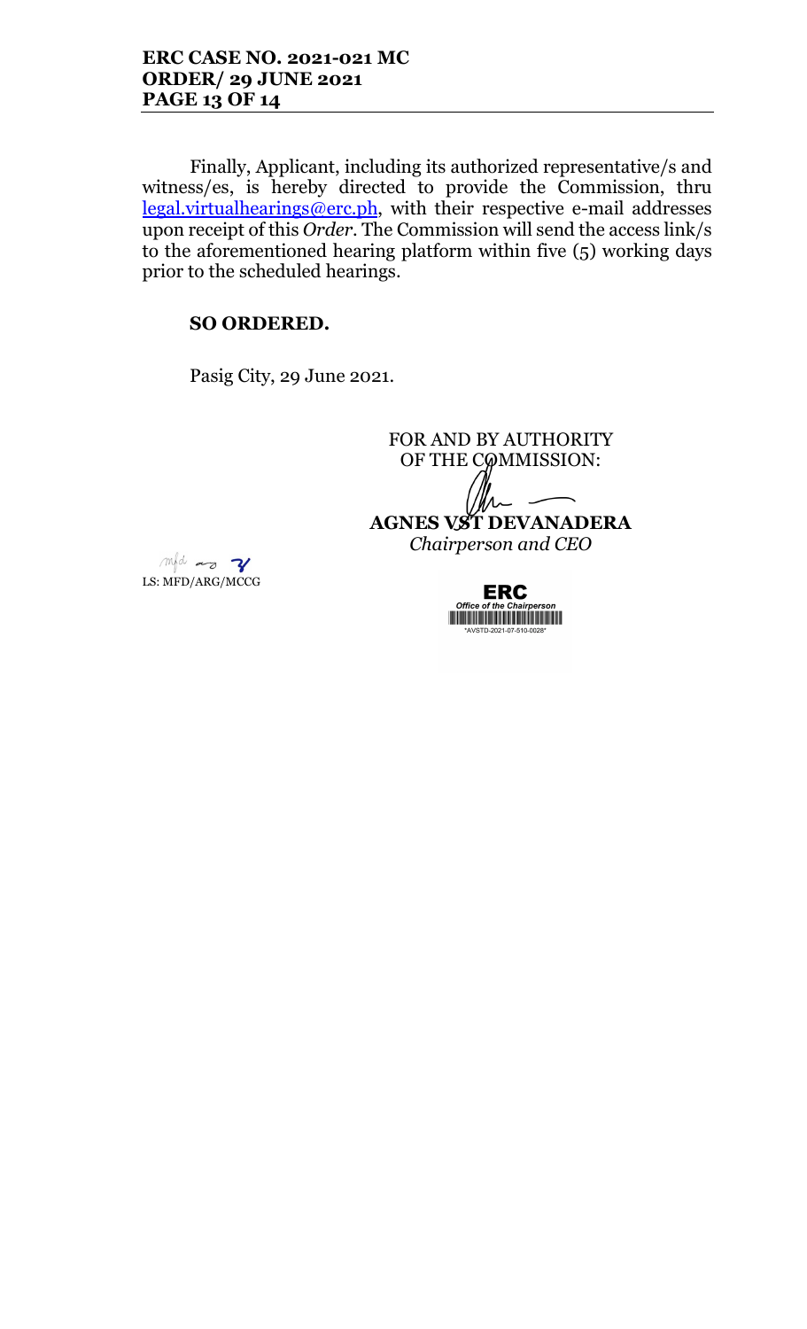Finally, Applicant, including its authorized representative/s and witness/es, is hereby directed to provide the Commission, thru legal.virtualhearings@erc.ph, with their respective e-mail addresses upon receipt of this *Order*. The Commission will send the access link/s to the aforementioned hearing platform within five (5) working days prior to the scheduled hearings.

**SO ORDERED.**

Pasig City, 29 June 2021.

FOR AND BY AUTHORITY
OF THE COMMISSION:

**AGNES VST DEVANADERA**
*Chairperson and CEO*

LS: MFD/ARG/MCCG

ERC
*Office of the Chairperson*
*AVSTD-2021-07-510-0028*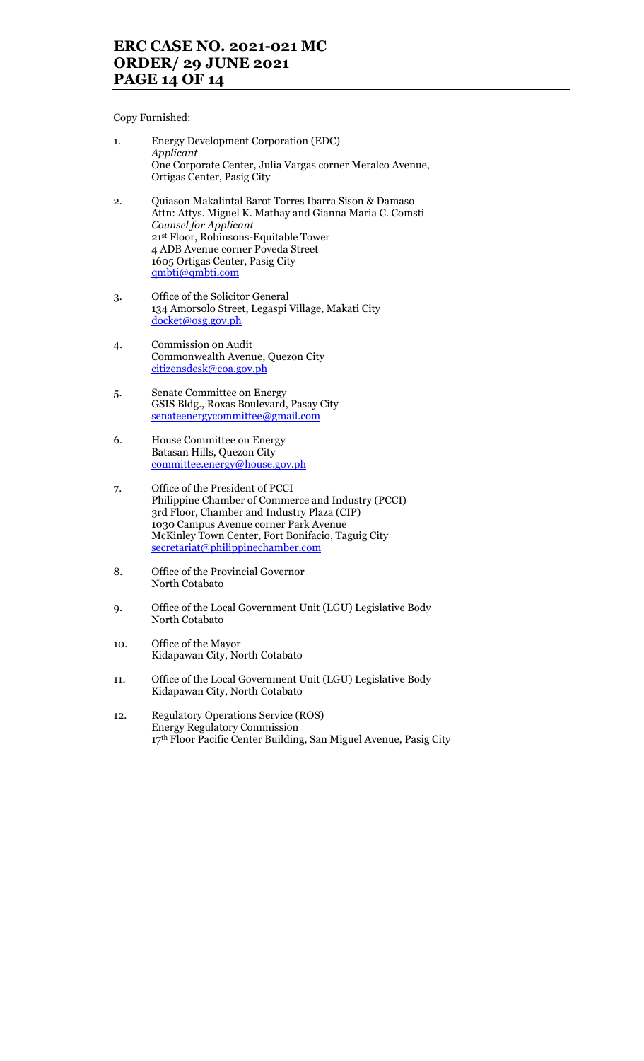Copy Furnished:

1. Energy Development Corporation (EDC)
   *Applicant*
   One Corporate Center, Julia Vargas corner Meralco Avenue, Ortigas Center, Pasig City

2. Quiason Makalintal Barot Torres Ibarra Sison & Damaso
   Attn: Attys. Miguel K. Mathay and Gianna Maria C. Comsti
   *Counsel for Applicant*
   21st Floor, Robinsons-Equitable Tower
   4 ADB Avenue corner Poveda Street
   1605 Ortigas Center, Pasig City
   qmbti@qmbti.com

3. Office of the Solicitor General
   134 Amorsolo Street, Legaspi Village, Makati City
   docket@osg.gov.ph

4. Commission on Audit
   Commonwealth Avenue, Quezon City
   citizensdesk@coa.gov.ph

5. Senate Committee on Energy
   GSIS Bldg., Roxas Boulevard, Pasay City
   senateenergycommittee@gmail.com

6. House Committee on Energy
   Batasan Hills, Quezon City
   committee.energy@house.gov.ph

7. Office of the President of PCCI
   Philippine Chamber of Commerce and Industry (PCCI)
   3rd Floor, Chamber and Industry Plaza (CIP)
   1030 Campus Avenue corner Park Avenue
   McKinley Town Center, Fort Bonifacio, Taguig City
   secretariat@philippinechamber.com

8. Office of the Provincial Governor
   North Cotabato

9. Office of the Local Government Unit (LGU) Legislative Body
   North Cotabato

10. Office of the Mayor
    Kidapawan City, North Cotabato

11. Office of the Local Government Unit (LGU) Legislative Body
    Kidapawan City, North Cotabato

12. Regulatory Operations Service (ROS)
    Energy Regulatory Commission
    17th Floor Pacific Center Building, San Miguel Avenue, Pasig City